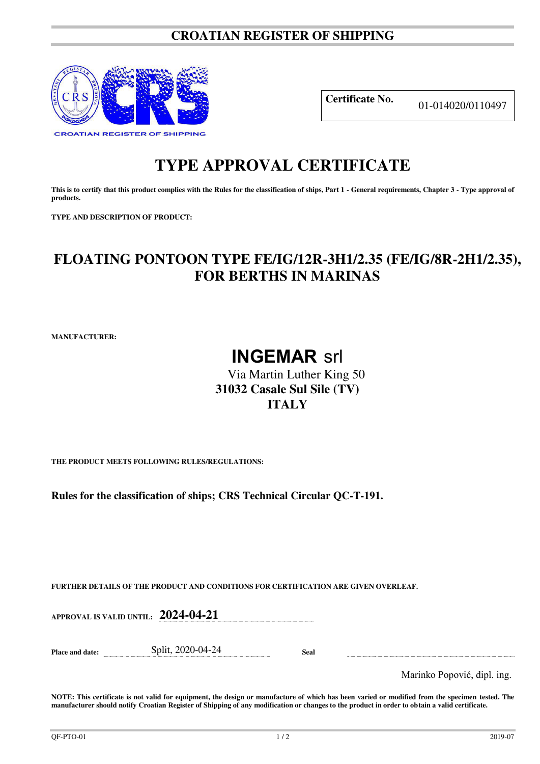# CROATIAN REGISTER OF SHIPPING

CROATIAN REGISTER OF SHIPPING

| **Certificate No.** | 01-014020/0110497 |
|---|---|

# TYPE APPROVAL CERTIFICATE

**This is to certify that this product complies with the Rules for the classification of ships, Part 1 - General requirements, Chapter 3 - Type approval of products.**

**TYPE AND DESCRIPTION OF PRODUCT:**

## FLOATING PONTOON TYPE FE/IG/12R-3H1/2.35 (FE/IG/8R-2H1/2.35), FOR BERTHS IN MARINAS

**MANUFACTURER:**

**INGEMAR** srl
Via Martin Luther King 50
**31032 Casale Sul Sile (TV)**
**ITALY**

**THE PRODUCT MEETS FOLLOWING RULES/REGULATIONS:**

**Rules for the classification of ships; CRS Technical Circular QC-T-191.**

**FURTHER DETAILS OF THE PRODUCT AND CONDITIONS FOR CERTIFICATION ARE GIVEN OVERLEAF.**

**APPROVAL IS VALID UNTIL:** **2024-04-21**

**Place and date:** Split, 2020-04-24 **Seal**

Marinko Popović, dipl. ing.

**NOTE: This certificate is not valid for equipment, the design or manufacture of which has been varied or modified from the specimen tested. The manufacturer should notify Croatian Register of Shipping of any modification or changes to the product in order to obtain a valid certificate.**

QF-PTO-01 2019-07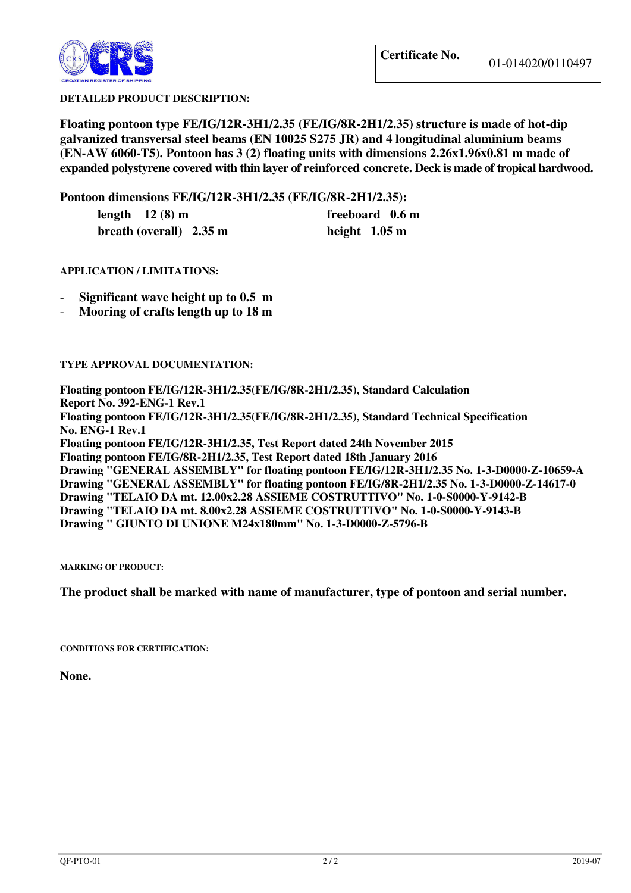**Certificate No.** 01-014020/0110497

**DETAILED PRODUCT DESCRIPTION:**

**Floating pontoon type FE/IG/12R-3H1/2.35 (FE/IG/8R-2H1/2.35) structure is made of hot-dip galvanized transversal steel beams (EN 10025 S275 JR) and 4 longitudinal aluminium beams (EN-AW 6060-T5). Pontoon has 3 (2) floating units with dimensions 2.26x1.96x0.81 m made of expanded polystyrene covered with thin layer of reinforced concrete. Deck is made of tropical hardwood.**

**Pontoon dimensions FE/IG/12R-3H1/2.35 (FE/IG/8R-2H1/2.35):**

| | |
|---|---|
| **length 12 (8) m** | **freeboard 0.6 m** |
| **breath (overall) 2.35 m** | **height 1.05 m** |

**APPLICATION / LIMITATIONS:**

- **Significant wave height up to 0.5 m**
- **Mooring of crafts length up to 18 m**

**TYPE APPROVAL DOCUMENTATION:**

**Floating pontoon FE/IG/12R-3H1/2.35(FE/IG/8R-2H1/2.35), Standard Calculation Report No. 392-ENG-1 Rev.1**
**Floating pontoon FE/IG/12R-3H1/2.35(FE/IG/8R-2H1/2.35), Standard Technical Specification No. ENG-1 Rev.1**
**Floating pontoon FE/IG/12R-3H1/2.35, Test Report dated 24th November 2015**
**Floating pontoon FE/IG/8R-2H1/2.35, Test Report dated 18th January 2016**
**Drawing "GENERAL ASSEMBLY" for floating pontoon FE/IG/12R-3H1/2.35 No. 1-3-D0000-Z-10659-A**
**Drawing "GENERAL ASSEMBLY" for floating pontoon FE/IG/8R-2H1/2.35 No. 1-3-D0000-Z-14617-0**
**Drawing "TELAIO DA mt. 12.00x2.28 ASSIEME COSTRUTTIVO" No. 1-0-S0000-Y-9142-B**
**Drawing "TELAIO DA mt. 8.00x2.28 ASSIEME COSTRUTTIVO" No. 1-0-S0000-Y-9143-B**
**Drawing " GIUNTO DI UNIONE M24x180mm" No. 1-3-D0000-Z-5796-B**

**MARKING OF PRODUCT:**

**The product shall be marked with name of manufacturer, type of pontoon and serial number.**

**CONDITIONS FOR CERTIFICATION:**

**None.**